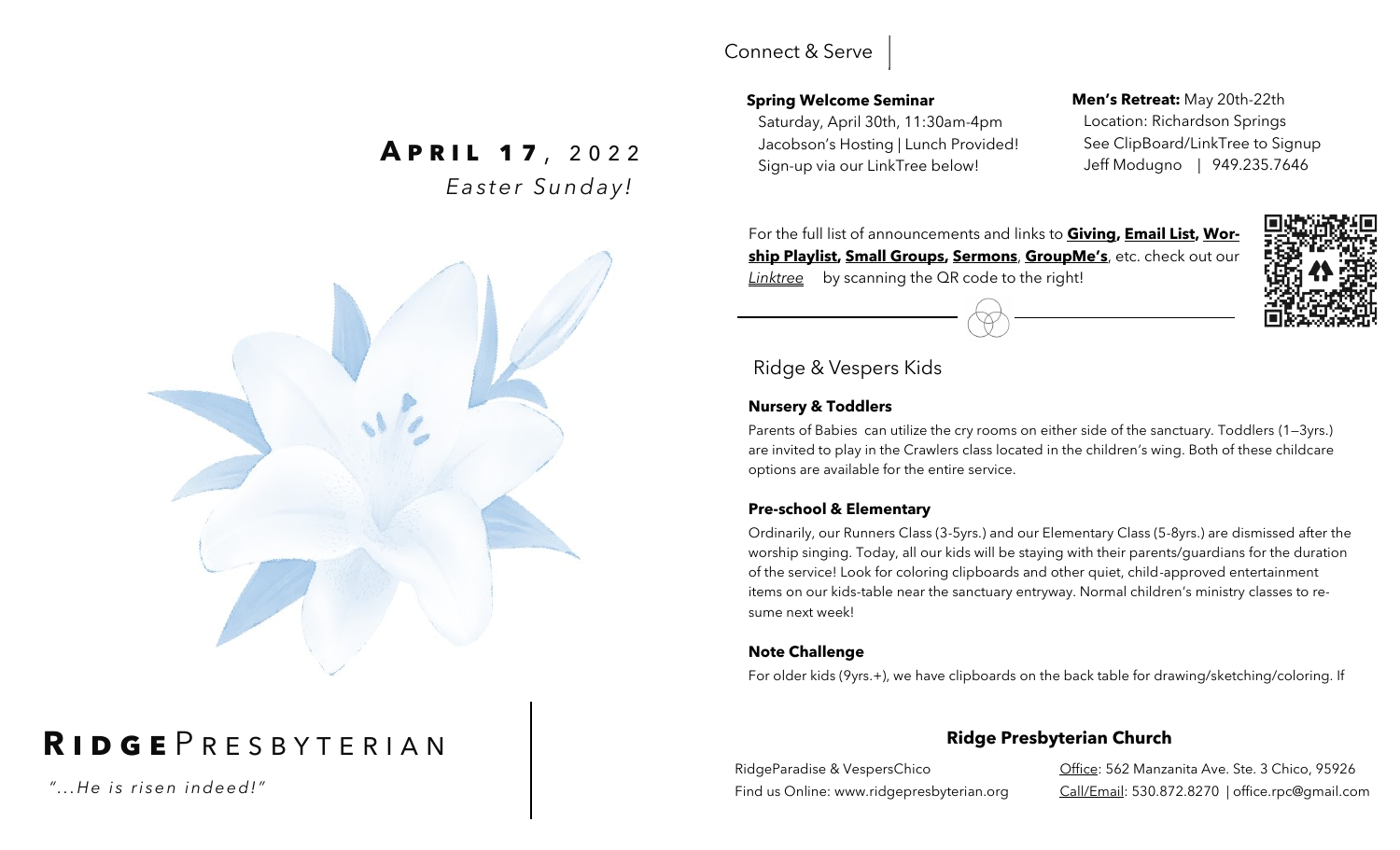# April 17, 2022

*Easter Sunday!*

# RIDGE PRESBYTERIAN

*"...He is risen indeed!"*

## Connect & Serve

**Spring Welcome Seminar**
Saturday, April 30th, 11:30am-4pm
Jacobson's Hosting | Lunch Provided!
Sign-up via our LinkTree below!

**Men's Retreat:** May 20th-22th
Location: Richardson Springs
See ClipBoard/LinkTree to Signup
Jeff Modugno | 949.235.7646

For the full list of announcements and links to **Giving, Email List, Worship Playlist, Small Groups, Sermons, GroupMe's**, etc. check out our *Linktree* by scanning the QR code to the right!

## Ridge & Vespers Kids

**Nursery & Toddlers**

Parents of Babies can utilize the cry rooms on either side of the sanctuary. Toddlers (1—3yrs.) are invited to play in the Crawlers class located in the children's wing. Both of these childcare options are available for the entire service.

**Pre-school & Elementary**

Ordinarily, our Runners Class (3-5yrs.) and our Elementary Class (5-8yrs.) are dismissed after the worship singing. Today, all our kids will be staying with their parents/guardians for the duration of the service! Look for coloring clipboards and other quiet, child-approved entertainment items on our kids-table near the sanctuary entryway. Normal children's ministry classes to resume next week!

**Note Challenge**

For older kids (9yrs.+), we have clipboards on the back table for drawing/sketching/coloring. If

**Ridge Presbyterian Church**

RidgeParadise & VespersChico
Find us Online: www.ridgepresbyterian.org

Office: 562 Manzanita Ave. Ste. 3 Chico, 95926
Call/Email: 530.872.8270 | office.rpc@gmail.com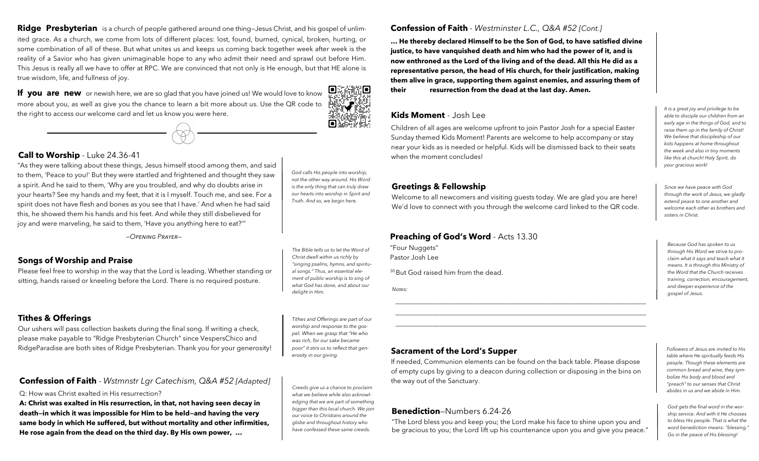**Ridge Presbyterian** is a church of people gathered around one thing—Jesus Christ, and his gospel of unlimited grace. As a church, we come from lots of different places: lost, found, burned, cynical, broken, hurting, or some combination of all of these. But what unites us and keeps us coming back together week after week is the reality of a Savior who has given unimaginable hope to any who admit their need and sprawl out before Him. This Jesus is really all we have to offer at RPC. We are convinced that not only is He enough, but that HE alone is true wisdom, life, and fullness of joy.

**If you are new** or newish here, we are so glad that you have joined us! We would love to know more about you, as well as give you the chance to learn a bit more about us. Use the QR code to the right to access our welcome card and let us know you were here.

## Call to Worship - Luke 24.36-41

"As they were talking about these things, Jesus himself stood among them, and said to them, 'Peace to you!' But they were startled and frightened and thought they saw a spirit. And he said to them, 'Why are you troubled, and why do doubts arise in your hearts? See my hands and my feet, that it is I myself. Touch me, and see. For a spirit does not have flesh and bones as you see that I have.' And when he had said this, he showed them his hands and his feet. And while they still disbelieved for joy and were marveling, he said to them, 'Have you anything here to eat?'"

*God calls His people into worship, not the other way around. His Word is the only thing that can truly draw our hearts into worship in Spirit and Truth. And so, we begin here.*

—Opening Prayer—

## Songs of Worship and Praise

Please feel free to worship in the way that the Lord is leading. Whether standing or sitting, hands raised or kneeling before the Lord. There is no required posture.

*The Bible tells us to let the Word of Christ dwell within us richly by "singing psalms, hymns, and spiritual songs." Thus, an essential element of public worship is to sing of what God has done, and about our delight in Him.*

## Tithes & Offerings

Our ushers will pass collection baskets during the final song. If writing a check, please make payable to "Ridge Presbyterian Church" since VespersChico and RidgeParadise are both sites of Ridge Presbyterian. Thank you for your generosity!

*Tithes and Offerings are part of our worship and response to the gospel. When we grasp that "He who was rich, for our sake became poor" it stirs us to reflect that generosity in our giving.*

## Confession of Faith - *Wstmnstr Lgr Catechism, Q&A #52 [Adapted]*

Q: How was Christ exalted in His resurrection?

**A: Christ was exalted in His resurrection, in that, not having seen decay in death—in which it was impossible for Him to be held—and having the very same body in which He suffered, but without mortality and other infirmities, He rose again from the dead on the third day. By His own power, …**

*Creeds give us a chance to proclaim what we believe while also acknowledging that we are part of something bigger than this local church. We join our voice to Christians around the globe and throughout history who have confessed these same creeds.*

## Confession of Faith - *Westminster L.C., Q&A #52 [Cont.]*

**… He thereby declared Himself to be the Son of God, to have satisfied divine justice, to have vanquished death and him who had the power of it, and is now enthroned as the Lord of the living and of the dead. All this He did as a representative person, the head of His church, for their justification, making them alive in grace, supporting them against enemies, and assuring them of their resurrection from the dead at the last day. Amen.**

## Kids Moment - Josh Lee

Children of all ages are welcome upfront to join Pastor Josh for a special Easter Sunday themed Kids Moment! Parents are welcome to help accompany or stay near your kids as is needed or helpful. Kids will be dismissed back to their seats when the moment concludes!

*It is a great joy and privilege to be able to disciple our children from an early age in the things of God, and to raise them up in the family of Christ! We believe that discipleship of our kids happens at home throughout the week and also in tiny moments like this at church! Holy Spirit, do your gracious work!*

## Greetings & Fellowship

Welcome to all newcomers and visiting guests today. We are glad you are here! We'd love to connect with you through the welcome card linked to the QR code.

*Since we have peace with God through the work of Jesus, we gladly extend peace to one another and welcome each other as brothers and sisters in Christ.*

## Preaching of God's Word - Acts 13.30

"Four Nuggets"
Pastor Josh Lee

[30] But God raised him from the dead.

*Notes:*

___________________________________________

___________________________________________

___________________________________________

*Because God has spoken to us through His Word we strive to proclaim what it says and teach what it means. It is through this Ministry of the Word that the Church receives training, correction, encouragement, and deeper experience of the gospel of Jesus.*

## Sacrament of the Lord's Supper

If needed, Communion elements can be found on the back table. Please dispose of empty cups by giving to a deacon during collection or disposing in the bins on the way out of the Sanctuary.

*Followers of Jesus are invited to His table where He spiritually feeds His people. Though these elements are common bread and wine, they symbolize His body and blood and "preach" to our senses that Christ abides in us and we abide in Him.*

## Benediction—Numbers 6.24-26

"The Lord bless you and keep you; the Lord make his face to shine upon you and be gracious to you; the Lord lift up his countenance upon you and give you peace."

*God gets the final word in the worship service. And with it He chooses to bless His people. That is what the word benediction means: "blessing." Go in the peace of His blessing!*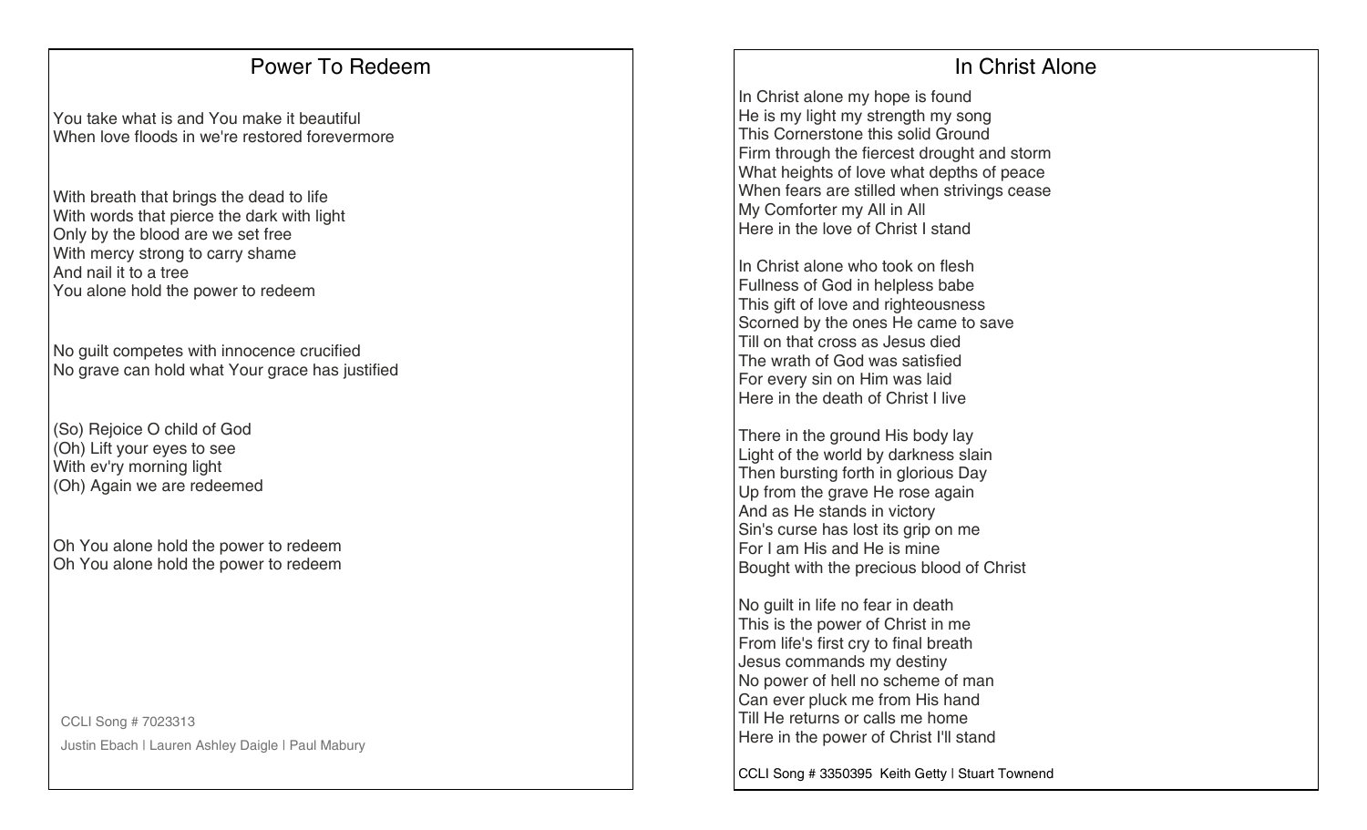# Power To Redeem

You take what is and You make it beautiful
When love floods in we're restored forevermore

With breath that brings the dead to life
With words that pierce the dark with light
Only by the blood are we set free
With mercy strong to carry shame
And nail it to a tree
You alone hold the power to redeem

No guilt competes with innocence crucified
No grave can hold what Your grace has justified

(So) Rejoice O child of God
(Oh) Lift your eyes to see
With ev'ry morning light
(Oh) Again we are redeemed

Oh You alone hold the power to redeem
Oh You alone hold the power to redeem

CCLI Song # 7023313

Justin Ebach | Lauren Ashley Daigle | Paul Mabury

# In Christ Alone

In Christ alone my hope is found
He is my light my strength my song
This Cornerstone this solid Ground
Firm through the fiercest drought and storm
What heights of love what depths of peace
When fears are stilled when strivings cease
My Comforter my All in All
Here in the love of Christ I stand

In Christ alone who took on flesh
Fullness of God in helpless babe
This gift of love and righteousness
Scorned by the ones He came to save
Till on that cross as Jesus died
The wrath of God was satisfied
For every sin on Him was laid
Here in the death of Christ I live

There in the ground His body lay
Light of the world by darkness slain
Then bursting forth in glorious Day
Up from the grave He rose again
And as He stands in victory
Sin's curse has lost its grip on me
For I am His and He is mine
Bought with the precious blood of Christ

No guilt in life no fear in death
This is the power of Christ in me
From life's first cry to final breath
Jesus commands my destiny
No power of hell no scheme of man
Can ever pluck me from His hand
Till He returns or calls me home
Here in the power of Christ I'll stand

CCLI Song # 3350395 Keith Getty | Stuart Townend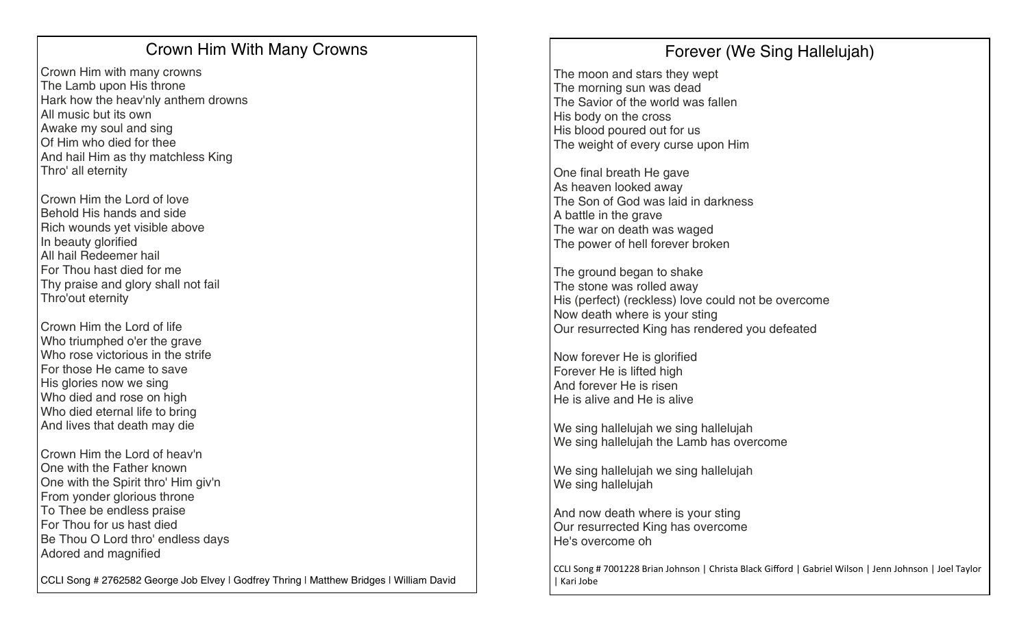## Crown Him With Many Crowns

Crown Him with many crowns
The Lamb upon His throne
Hark how the heav'nly anthem drowns
All music but its own
Awake my soul and sing
Of Him who died for thee
And hail Him as thy matchless King
Thro' all eternity

Crown Him the Lord of love
Behold His hands and side
Rich wounds yet visible above
In beauty glorified
All hail Redeemer hail
For Thou hast died for me
Thy praise and glory shall not fail
Thro'out eternity

Crown Him the Lord of life
Who triumphed o'er the grave
Who rose victorious in the strife
For those He came to save
His glories now we sing
Who died and rose on high
Who died eternal life to bring
And lives that death may die

Crown Him the Lord of heav'n
One with the Father known
One with the Spirit thro' Him giv'n
From yonder glorious throne
To Thee be endless praise
For Thou for us hast died
Be Thou O Lord thro' endless days
Adored and magnified

CCLI Song # 2762582 George Job Elvey | Godfrey Thring | Matthew Bridges | William David

## Forever (We Sing Hallelujah)

The moon and stars they wept
The morning sun was dead
The Savior of the world was fallen
His body on the cross
His blood poured out for us
The weight of every curse upon Him

One final breath He gave
As heaven looked away
The Son of God was laid in darkness
A battle in the grave
The war on death was waged
The power of hell forever broken

The ground began to shake
The stone was rolled away
His (perfect) (reckless) love could not be overcome
Now death where is your sting
Our resurrected King has rendered you defeated

Now forever He is glorified
Forever He is lifted high
And forever He is risen
He is alive and He is alive

We sing hallelujah we sing hallelujah
We sing hallelujah the Lamb has overcome

We sing hallelujah we sing hallelujah
We sing hallelujah

And now death where is your sting
Our resurrected King has overcome
He's overcome oh

CCLI Song # 7001228 Brian Johnson | Christa Black Gifford | Gabriel Wilson | Jenn Johnson | Joel Taylor | Kari Jobe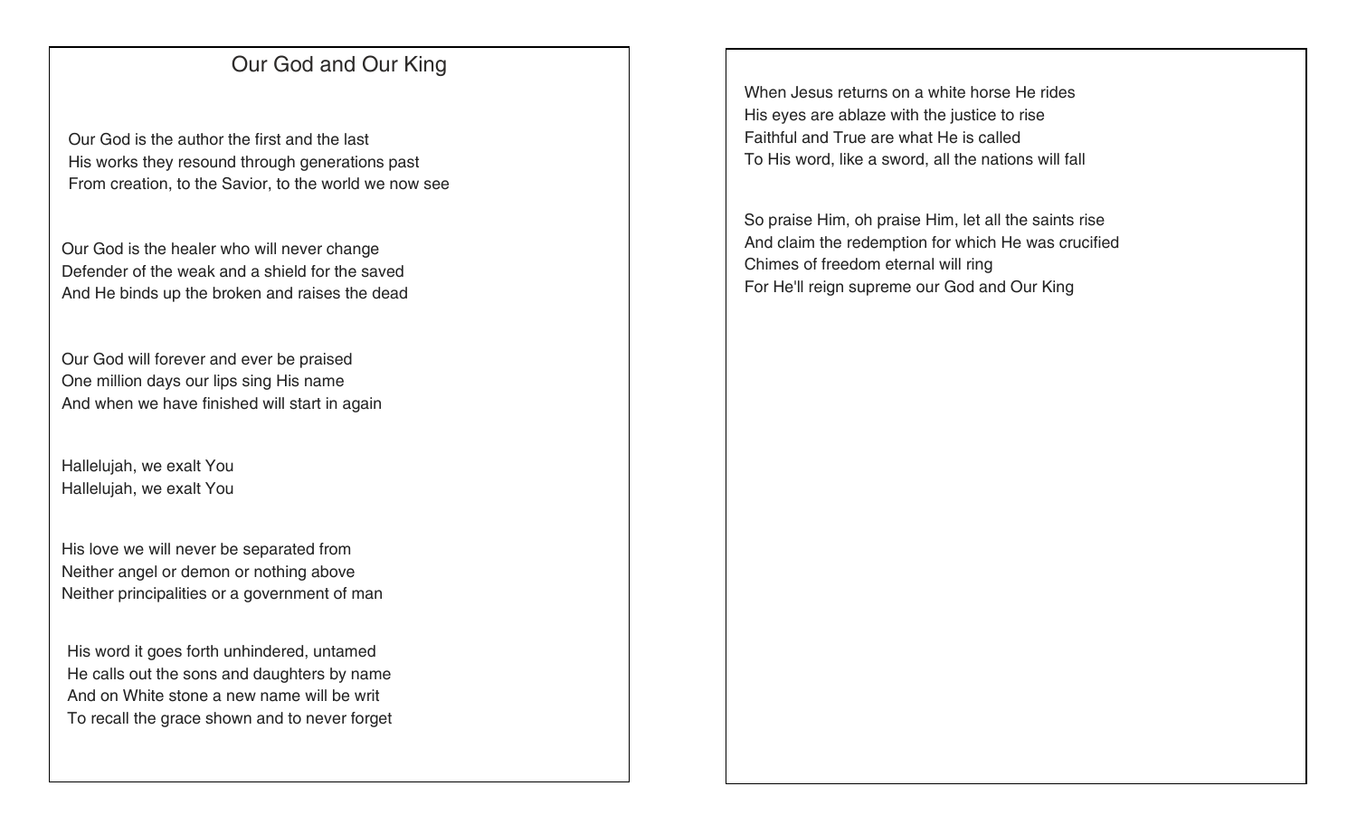# Our God and Our King

Our God is the author the first and the last
His works they resound through generations past
From creation, to the Savior, to the world we now see

Our God is the healer who will never change
Defender of the weak and a shield for the saved
And He binds up the broken and raises the dead

Our God will forever and ever be praised
One million days our lips sing His name
And when we have finished will start in again

Hallelujah, we exalt You
Hallelujah, we exalt You

His love we will never be separated from
Neither angel or demon or nothing above
Neither principalities or a government of man

His word it goes forth unhindered, untamed
He calls out the sons and daughters by name
And on White stone a new name will be writ
To recall the grace shown and to never forget

When Jesus returns on a white horse He rides
His eyes are ablaze with the justice to rise
Faithful and True are what He is called
To His word, like a sword, all the nations will fall

So praise Him, oh praise Him, let all the saints rise
And claim the redemption for which He was crucified
Chimes of freedom eternal will ring
For He'll reign supreme our God and Our King